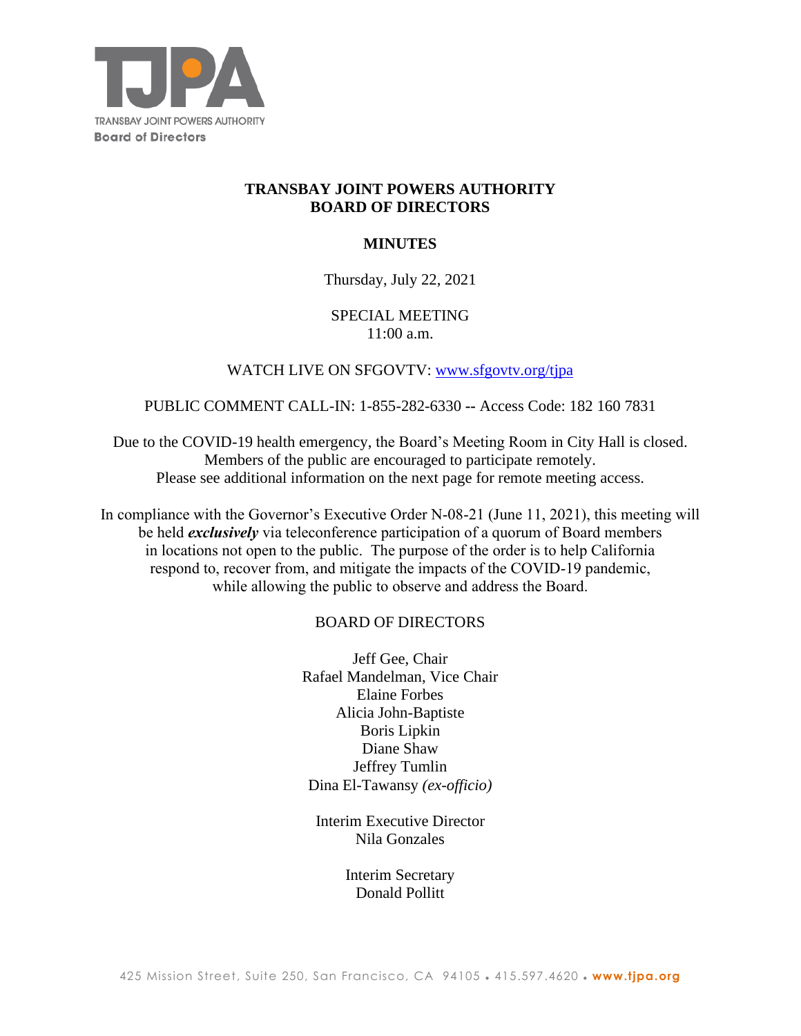TRANSBAY JOINT POWERS AUTHORITY
**Board of Directors**

# TRANSBAY JOINT POWERS AUTHORITY
# BOARD OF DIRECTORS

## MINUTES

Thursday, July 22, 2021

SPECIAL MEETING
11:00 a.m.

WATCH LIVE ON SFGOVTV: [www.sfgovtv.org/tjpa](www.sfgovtv.org/tjpa)

PUBLIC COMMENT CALL-IN: 1-855-282-6330 -- Access Code: 182 160 7831

Due to the COVID-19 health emergency, the Board's Meeting Room in City Hall is closed.
Members of the public are encouraged to participate remotely.
Please see additional information on the next page for remote meeting access.

In compliance with the Governor's Executive Order N-08-21 (June 11, 2021), this meeting will be held ***exclusively*** via teleconference participation of a quorum of Board members in locations not open to the public. The purpose of the order is to help California respond to, recover from, and mitigate the impacts of the COVID-19 pandemic, while allowing the public to observe and address the Board.

BOARD OF DIRECTORS

Jeff Gee, Chair
Rafael Mandelman, Vice Chair
Elaine Forbes
Alicia John-Baptiste
Boris Lipkin
Diane Shaw
Jeffrey Tumlin
Dina El-Tawansy *(ex-officio)*

Interim Executive Director
Nila Gonzales

Interim Secretary
Donald Pollitt

425 Mission Street, Suite 250, San Francisco, CA 94105 • 415.597.4620 • **www.tjpa.org**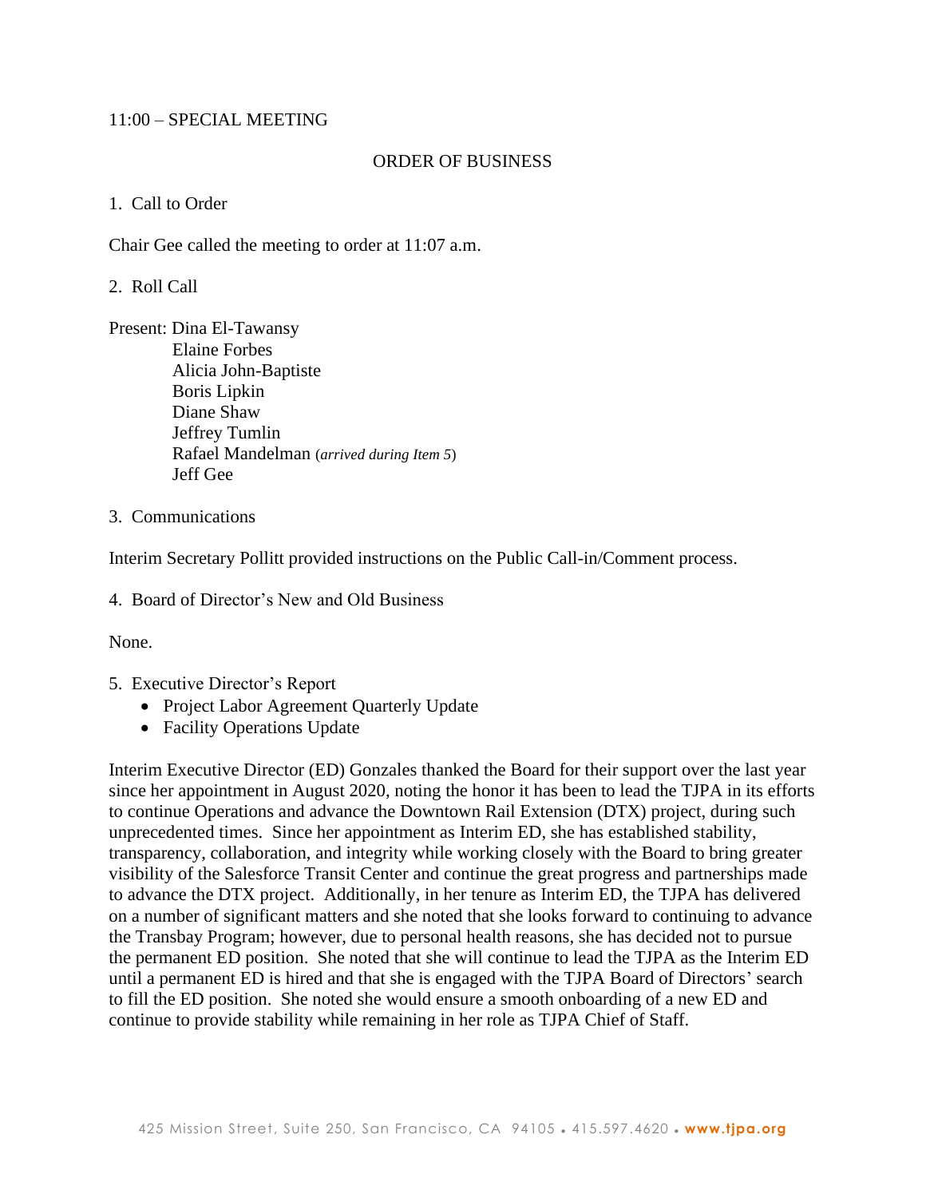11:00 – SPECIAL MEETING

ORDER OF BUSINESS

1. Call to Order

Chair Gee called the meeting to order at 11:07 a.m.

2. Roll Call

Present: Dina El-Tawansy
Elaine Forbes
Alicia John-Baptiste
Boris Lipkin
Diane Shaw
Jeffrey Tumlin
Rafael Mandelman (*arrived during Item 5*)
Jeff Gee

3. Communications

Interim Secretary Pollitt provided instructions on the Public Call-in/Comment process.

4. Board of Director's New and Old Business

None.

5. Executive Director's Report
   - Project Labor Agreement Quarterly Update
   - Facility Operations Update

Interim Executive Director (ED) Gonzales thanked the Board for their support over the last year since her appointment in August 2020, noting the honor it has been to lead the TJPA in its efforts to continue Operations and advance the Downtown Rail Extension (DTX) project, during such unprecedented times. Since her appointment as Interim ED, she has established stability, transparency, collaboration, and integrity while working closely with the Board to bring greater visibility of the Salesforce Transit Center and continue the great progress and partnerships made to advance the DTX project. Additionally, in her tenure as Interim ED, the TJPA has delivered on a number of significant matters and she noted that she looks forward to continuing to advance the Transbay Program; however, due to personal health reasons, she has decided not to pursue the permanent ED position. She noted that she will continue to lead the TJPA as the Interim ED until a permanent ED is hired and that she is engaged with the TJPA Board of Directors' search to fill the ED position. She noted she would ensure a smooth onboarding of a new ED and continue to provide stability while remaining in her role as TJPA Chief of Staff.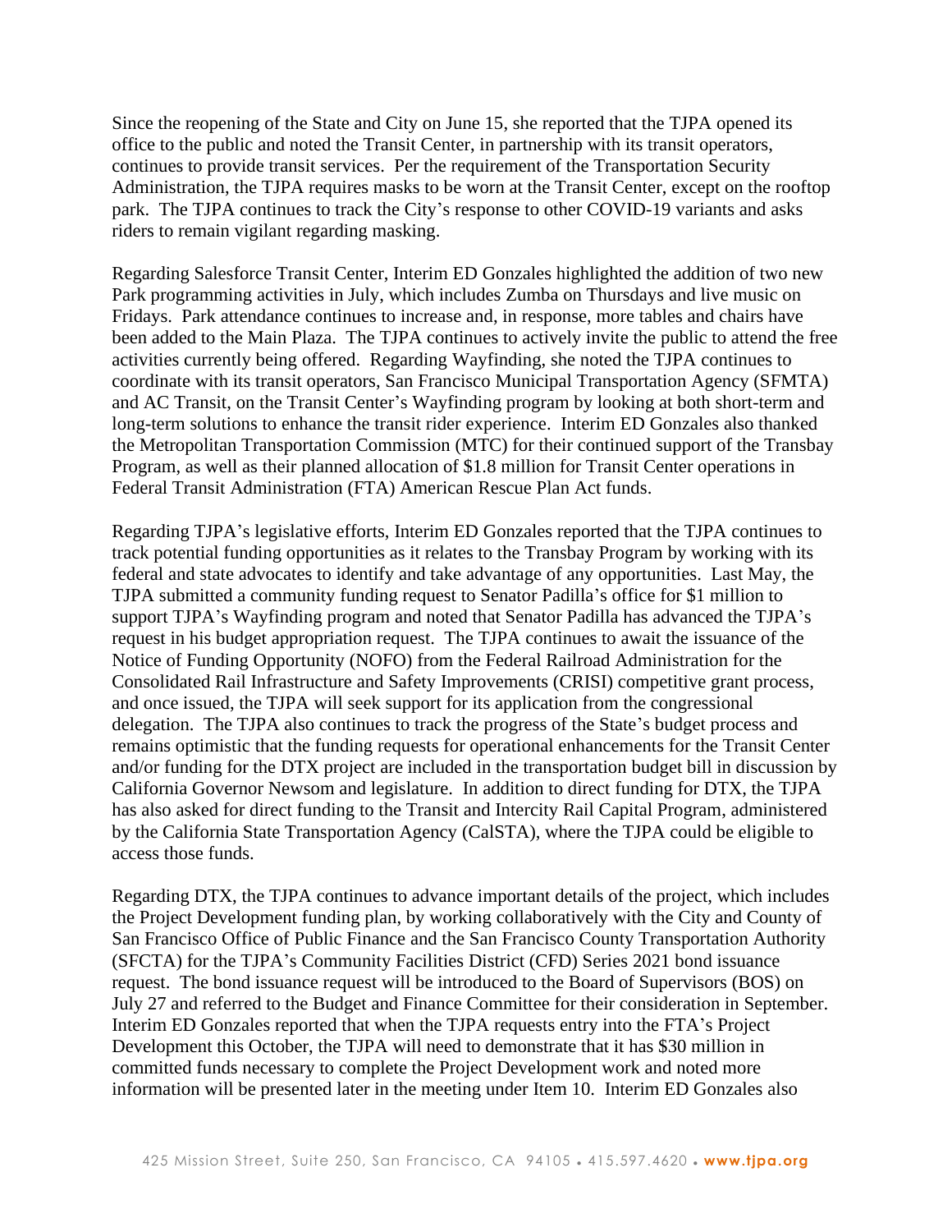Since the reopening of the State and City on June 15, she reported that the TJPA opened its office to the public and noted the Transit Center, in partnership with its transit operators, continues to provide transit services. Per the requirement of the Transportation Security Administration, the TJPA requires masks to be worn at the Transit Center, except on the rooftop park. The TJPA continues to track the City's response to other COVID-19 variants and asks riders to remain vigilant regarding masking.

Regarding Salesforce Transit Center, Interim ED Gonzales highlighted the addition of two new Park programming activities in July, which includes Zumba on Thursdays and live music on Fridays. Park attendance continues to increase and, in response, more tables and chairs have been added to the Main Plaza. The TJPA continues to actively invite the public to attend the free activities currently being offered. Regarding Wayfinding, she noted the TJPA continues to coordinate with its transit operators, San Francisco Municipal Transportation Agency (SFMTA) and AC Transit, on the Transit Center's Wayfinding program by looking at both short-term and long-term solutions to enhance the transit rider experience. Interim ED Gonzales also thanked the Metropolitan Transportation Commission (MTC) for their continued support of the Transbay Program, as well as their planned allocation of $1.8 million for Transit Center operations in Federal Transit Administration (FTA) American Rescue Plan Act funds.

Regarding TJPA's legislative efforts, Interim ED Gonzales reported that the TJPA continues to track potential funding opportunities as it relates to the Transbay Program by working with its federal and state advocates to identify and take advantage of any opportunities. Last May, the TJPA submitted a community funding request to Senator Padilla's office for $1 million to support TJPA's Wayfinding program and noted that Senator Padilla has advanced the TJPA's request in his budget appropriation request. The TJPA continues to await the issuance of the Notice of Funding Opportunity (NOFO) from the Federal Railroad Administration for the Consolidated Rail Infrastructure and Safety Improvements (CRISI) competitive grant process, and once issued, the TJPA will seek support for its application from the congressional delegation. The TJPA also continues to track the progress of the State's budget process and remains optimistic that the funding requests for operational enhancements for the Transit Center and/or funding for the DTX project are included in the transportation budget bill in discussion by California Governor Newsom and legislature. In addition to direct funding for DTX, the TJPA has also asked for direct funding to the Transit and Intercity Rail Capital Program, administered by the California State Transportation Agency (CalSTA), where the TJPA could be eligible to access those funds.

Regarding DTX, the TJPA continues to advance important details of the project, which includes the Project Development funding plan, by working collaboratively with the City and County of San Francisco Office of Public Finance and the San Francisco County Transportation Authority (SFCTA) for the TJPA's Community Facilities District (CFD) Series 2021 bond issuance request. The bond issuance request will be introduced to the Board of Supervisors (BOS) on July 27 and referred to the Budget and Finance Committee for their consideration in September. Interim ED Gonzales reported that when the TJPA requests entry into the FTA's Project Development this October, the TJPA will need to demonstrate that it has $30 million in committed funds necessary to complete the Project Development work and noted more information will be presented later in the meeting under Item 10. Interim ED Gonzales also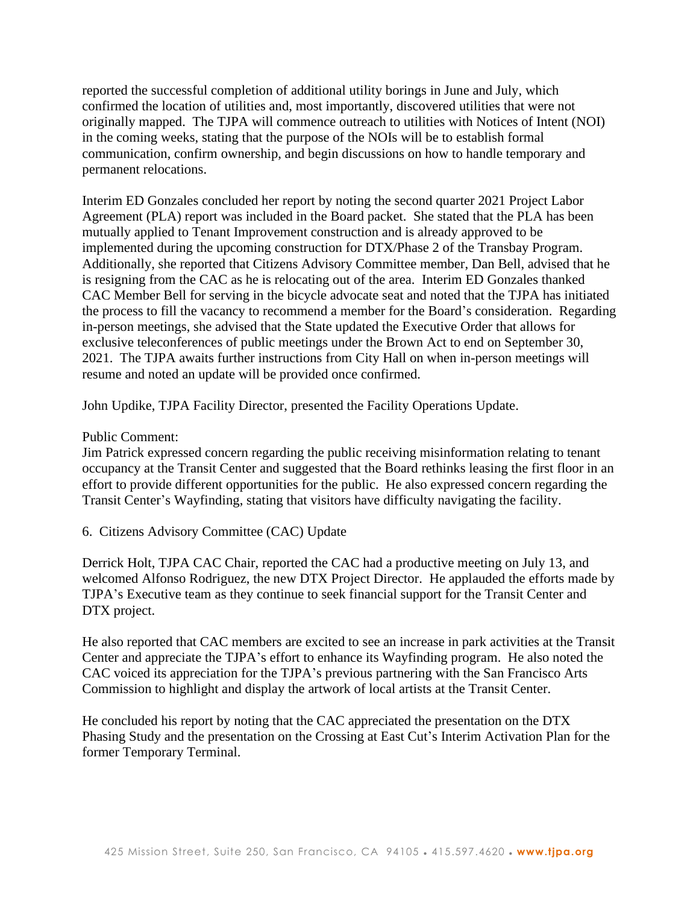reported the successful completion of additional utility borings in June and July, which confirmed the location of utilities and, most importantly, discovered utilities that were not originally mapped. The TJPA will commence outreach to utilities with Notices of Intent (NOI) in the coming weeks, stating that the purpose of the NOIs will be to establish formal communication, confirm ownership, and begin discussions on how to handle temporary and permanent relocations.

Interim ED Gonzales concluded her report by noting the second quarter 2021 Project Labor Agreement (PLA) report was included in the Board packet. She stated that the PLA has been mutually applied to Tenant Improvement construction and is already approved to be implemented during the upcoming construction for DTX/Phase 2 of the Transbay Program. Additionally, she reported that Citizens Advisory Committee member, Dan Bell, advised that he is resigning from the CAC as he is relocating out of the area. Interim ED Gonzales thanked CAC Member Bell for serving in the bicycle advocate seat and noted that the TJPA has initiated the process to fill the vacancy to recommend a member for the Board's consideration. Regarding in-person meetings, she advised that the State updated the Executive Order that allows for exclusive teleconferences of public meetings under the Brown Act to end on September 30, 2021. The TJPA awaits further instructions from City Hall on when in-person meetings will resume and noted an update will be provided once confirmed.

John Updike, TJPA Facility Director, presented the Facility Operations Update.

Public Comment:
Jim Patrick expressed concern regarding the public receiving misinformation relating to tenant occupancy at the Transit Center and suggested that the Board rethinks leasing the first floor in an effort to provide different opportunities for the public. He also expressed concern regarding the Transit Center's Wayfinding, stating that visitors have difficulty navigating the facility.

6. Citizens Advisory Committee (CAC) Update

Derrick Holt, TJPA CAC Chair, reported the CAC had a productive meeting on July 13, and welcomed Alfonso Rodriguez, the new DTX Project Director. He applauded the efforts made by TJPA's Executive team as they continue to seek financial support for the Transit Center and DTX project.

He also reported that CAC members are excited to see an increase in park activities at the Transit Center and appreciate the TJPA's effort to enhance its Wayfinding program. He also noted the CAC voiced its appreciation for the TJPA's previous partnering with the San Francisco Arts Commission to highlight and display the artwork of local artists at the Transit Center.

He concluded his report by noting that the CAC appreciated the presentation on the DTX Phasing Study and the presentation on the Crossing at East Cut's Interim Activation Plan for the former Temporary Terminal.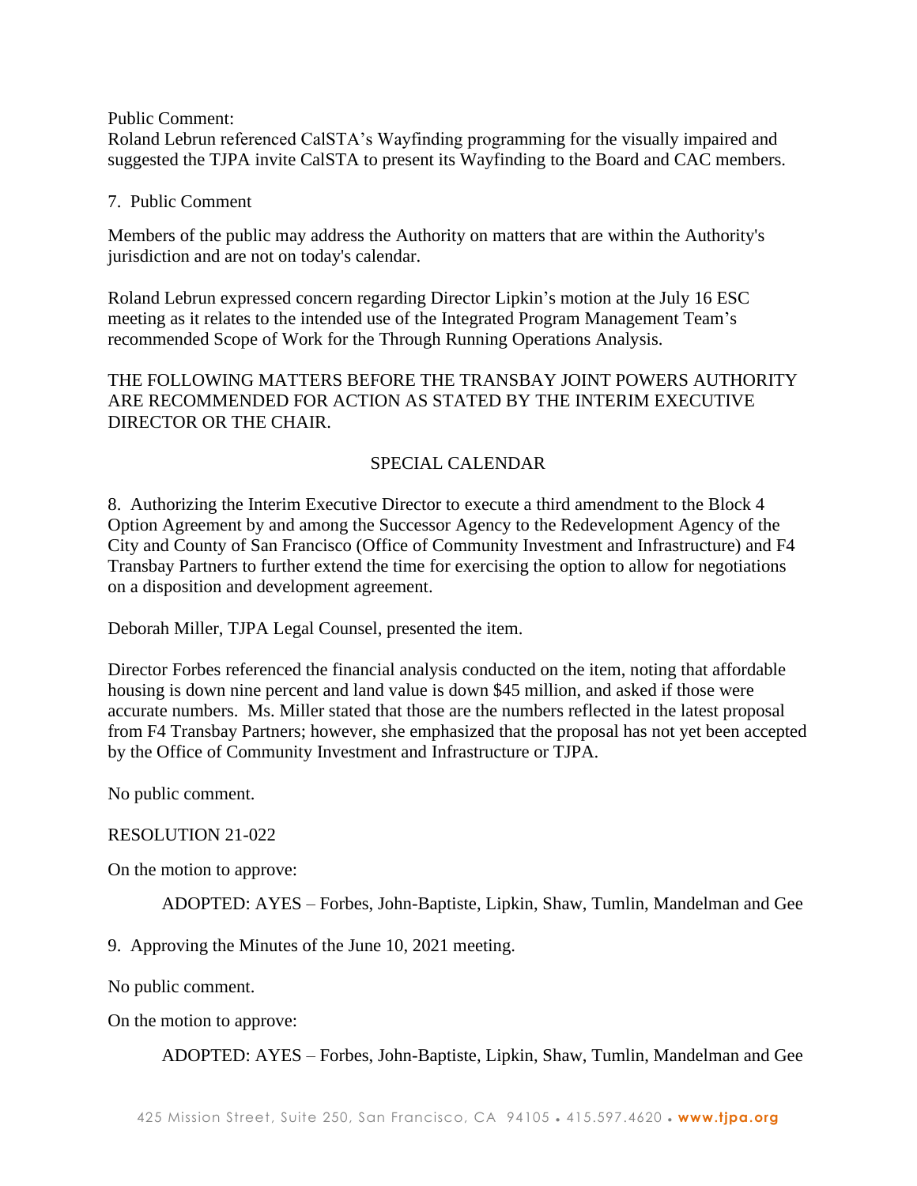Public Comment:
Roland Lebrun referenced CalSTA's Wayfinding programming for the visually impaired and suggested the TJPA invite CalSTA to present its Wayfinding to the Board and CAC members.

7. Public Comment

Members of the public may address the Authority on matters that are within the Authority's jurisdiction and are not on today's calendar.

Roland Lebrun expressed concern regarding Director Lipkin's motion at the July 16 ESC meeting as it relates to the intended use of the Integrated Program Management Team's recommended Scope of Work for the Through Running Operations Analysis.

THE FOLLOWING MATTERS BEFORE THE TRANSBAY JOINT POWERS AUTHORITY ARE RECOMMENDED FOR ACTION AS STATED BY THE INTERIM EXECUTIVE DIRECTOR OR THE CHAIR.

SPECIAL CALENDAR

8. Authorizing the Interim Executive Director to execute a third amendment to the Block 4 Option Agreement by and among the Successor Agency to the Redevelopment Agency of the City and County of San Francisco (Office of Community Investment and Infrastructure) and F4 Transbay Partners to further extend the time for exercising the option to allow for negotiations on a disposition and development agreement.

Deborah Miller, TJPA Legal Counsel, presented the item.

Director Forbes referenced the financial analysis conducted on the item, noting that affordable housing is down nine percent and land value is down $45 million, and asked if those were accurate numbers. Ms. Miller stated that those are the numbers reflected in the latest proposal from F4 Transbay Partners; however, she emphasized that the proposal has not yet been accepted by the Office of Community Investment and Infrastructure or TJPA.

No public comment.

RESOLUTION 21-022

On the motion to approve:

ADOPTED: AYES – Forbes, John-Baptiste, Lipkin, Shaw, Tumlin, Mandelman and Gee

9. Approving the Minutes of the June 10, 2021 meeting.

No public comment.

On the motion to approve:

ADOPTED: AYES – Forbes, John-Baptiste, Lipkin, Shaw, Tumlin, Mandelman and Gee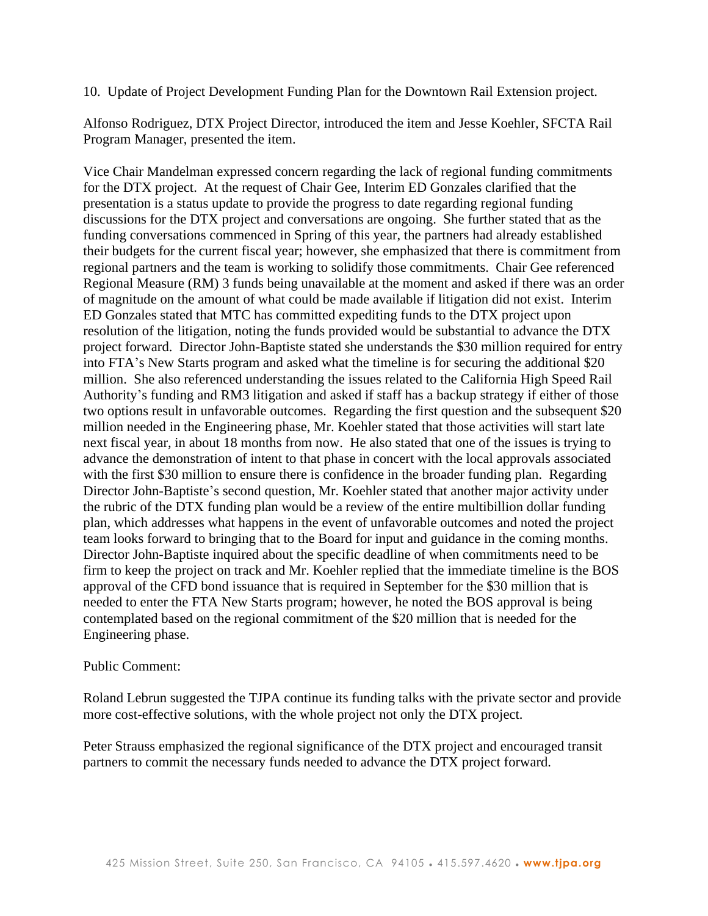10. Update of Project Development Funding Plan for the Downtown Rail Extension project.

Alfonso Rodriguez, DTX Project Director, introduced the item and Jesse Koehler, SFCTA Rail Program Manager, presented the item.

Vice Chair Mandelman expressed concern regarding the lack of regional funding commitments for the DTX project. At the request of Chair Gee, Interim ED Gonzales clarified that the presentation is a status update to provide the progress to date regarding regional funding discussions for the DTX project and conversations are ongoing. She further stated that as the funding conversations commenced in Spring of this year, the partners had already established their budgets for the current fiscal year; however, she emphasized that there is commitment from regional partners and the team is working to solidify those commitments. Chair Gee referenced Regional Measure (RM) 3 funds being unavailable at the moment and asked if there was an order of magnitude on the amount of what could be made available if litigation did not exist. Interim ED Gonzales stated that MTC has committed expediting funds to the DTX project upon resolution of the litigation, noting the funds provided would be substantial to advance the DTX project forward. Director John-Baptiste stated she understands the $30 million required for entry into FTA's New Starts program and asked what the timeline is for securing the additional $20 million. She also referenced understanding the issues related to the California High Speed Rail Authority's funding and RM3 litigation and asked if staff has a backup strategy if either of those two options result in unfavorable outcomes. Regarding the first question and the subsequent $20 million needed in the Engineering phase, Mr. Koehler stated that those activities will start late next fiscal year, in about 18 months from now. He also stated that one of the issues is trying to advance the demonstration of intent to that phase in concert with the local approvals associated with the first $30 million to ensure there is confidence in the broader funding plan. Regarding Director John-Baptiste's second question, Mr. Koehler stated that another major activity under the rubric of the DTX funding plan would be a review of the entire multibillion dollar funding plan, which addresses what happens in the event of unfavorable outcomes and noted the project team looks forward to bringing that to the Board for input and guidance in the coming months. Director John-Baptiste inquired about the specific deadline of when commitments need to be firm to keep the project on track and Mr. Koehler replied that the immediate timeline is the BOS approval of the CFD bond issuance that is required in September for the $30 million that is needed to enter the FTA New Starts program; however, he noted the BOS approval is being contemplated based on the regional commitment of the $20 million that is needed for the Engineering phase.

Public Comment:

Roland Lebrun suggested the TJPA continue its funding talks with the private sector and provide more cost-effective solutions, with the whole project not only the DTX project.

Peter Strauss emphasized the regional significance of the DTX project and encouraged transit partners to commit the necessary funds needed to advance the DTX project forward.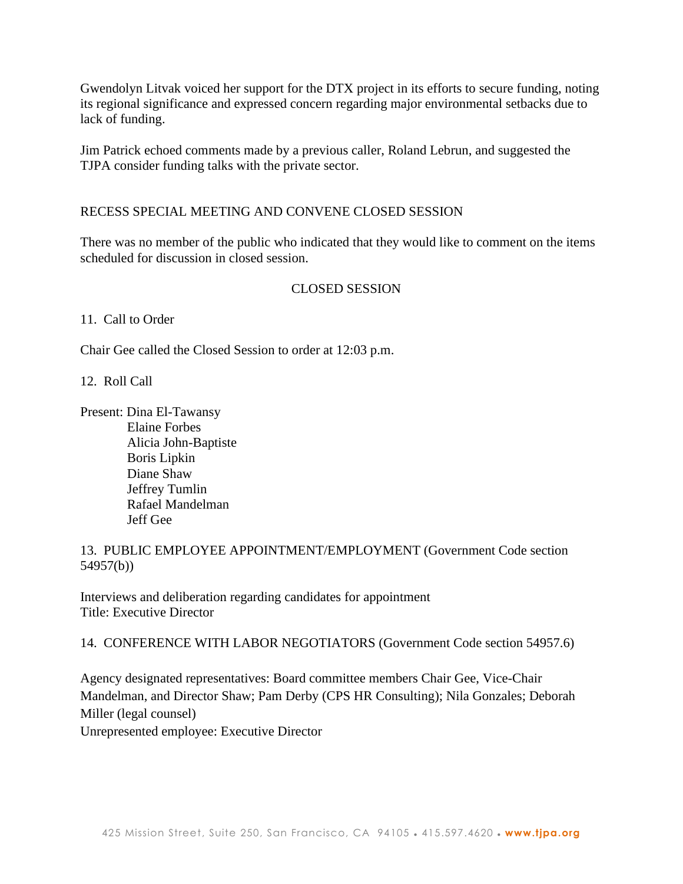Gwendolyn Litvak voiced her support for the DTX project in its efforts to secure funding, noting its regional significance and expressed concern regarding major environmental setbacks due to lack of funding.

Jim Patrick echoed comments made by a previous caller, Roland Lebrun, and suggested the TJPA consider funding talks with the private sector.

RECESS SPECIAL MEETING AND CONVENE CLOSED SESSION

There was no member of the public who indicated that they would like to comment on the items scheduled for discussion in closed session.

## CLOSED SESSION

11. Call to Order

Chair Gee called the Closed Session to order at 12:03 p.m.

12. Roll Call

Present: Dina El-Tawansy
Elaine Forbes
Alicia John-Baptiste
Boris Lipkin
Diane Shaw
Jeffrey Tumlin
Rafael Mandelman
Jeff Gee

13. PUBLIC EMPLOYEE APPOINTMENT/EMPLOYMENT (Government Code section 54957(b))

Interviews and deliberation regarding candidates for appointment
Title: Executive Director

14. CONFERENCE WITH LABOR NEGOTIATORS (Government Code section 54957.6)

Agency designated representatives: Board committee members Chair Gee, Vice-Chair Mandelman, and Director Shaw; Pam Derby (CPS HR Consulting); Nila Gonzales; Deborah Miller (legal counsel)
Unrepresented employee: Executive Director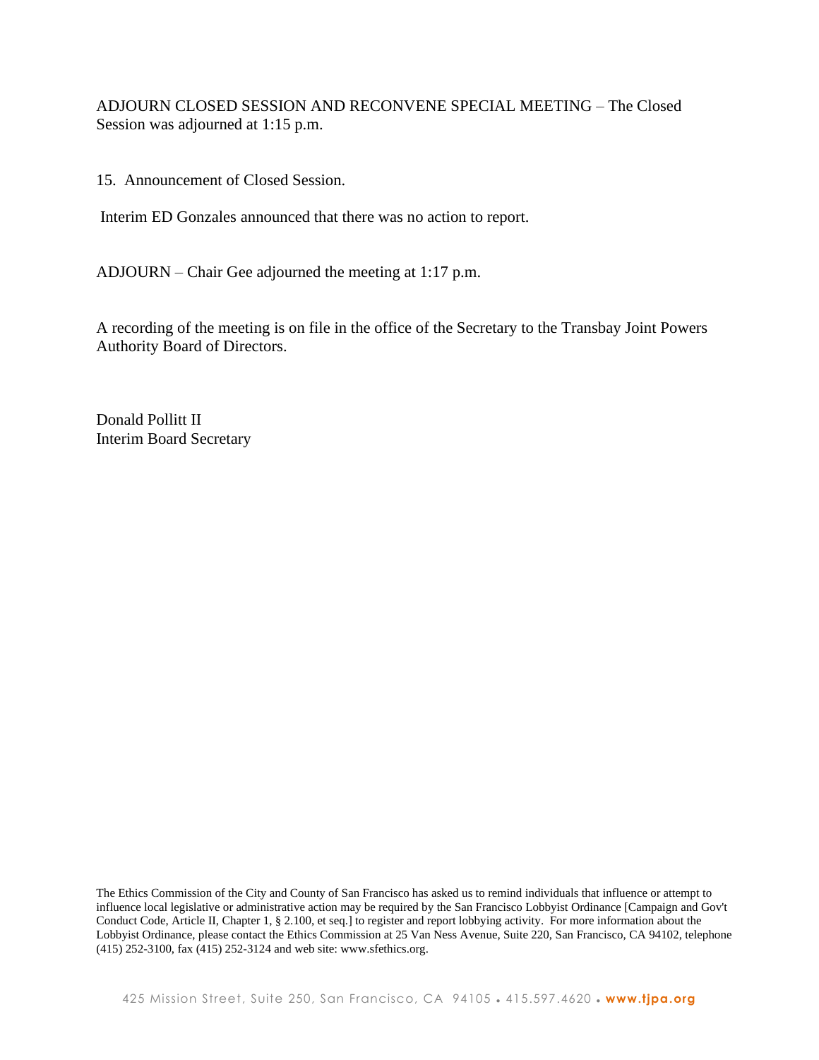ADJOURN CLOSED SESSION AND RECONVENE SPECIAL MEETING – The Closed Session was adjourned at 1:15 p.m.

15. Announcement of Closed Session.

Interim ED Gonzales announced that there was no action to report.

ADJOURN – Chair Gee adjourned the meeting at 1:17 p.m.

A recording of the meeting is on file in the office of the Secretary to the Transbay Joint Powers Authority Board of Directors.

Donald Pollitt II
Interim Board Secretary

The Ethics Commission of the City and County of San Francisco has asked us to remind individuals that influence or attempt to influence local legislative or administrative action may be required by the San Francisco Lobbyist Ordinance [Campaign and Gov't Conduct Code, Article II, Chapter 1, § 2.100, et seq.] to register and report lobbying activity. For more information about the Lobbyist Ordinance, please contact the Ethics Commission at 25 Van Ness Avenue, Suite 220, San Francisco, CA 94102, telephone (415) 252-3100, fax (415) 252-3124 and web site: www.sfethics.org.